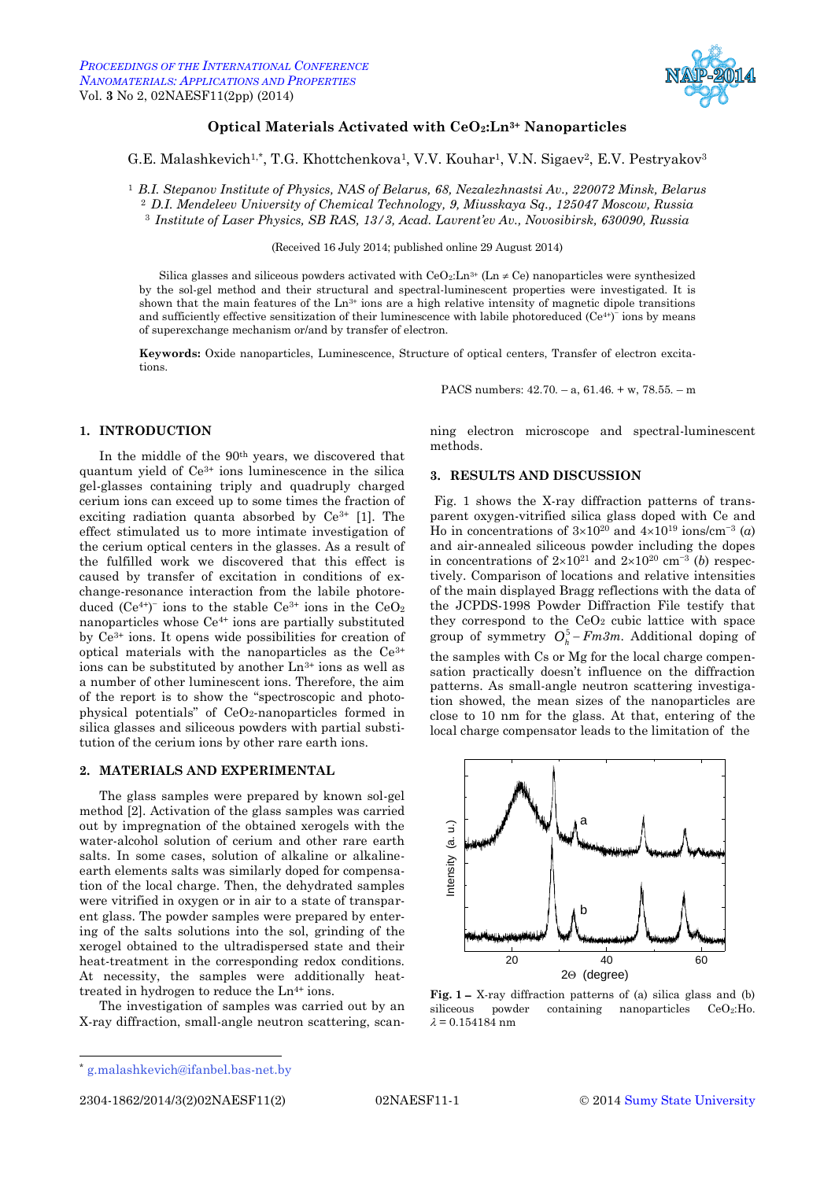# Optical Materials Activated with $CeO_2:Ln^{3+}$ Nanoparticles

G.E. Malashkevich[1,*], T.G. Khottchenkova[1], V.V. Kouhar[1], V.N. Sigaev[2], E.V. Pestryakov[3]

[1] *B.I. Stepanov Institute of Physics, NAS of Belarus, 68, Nezalezhnastsi Av., 220072 Minsk, Belarus*
[2] *D.I. Mendeleev University of Chemical Technology, 9, Miusskaya Sq., 125047 Moscow, Russia*
[3] *Institute of Laser Physics, SB RAS, 13/3, Acad. Lavrent'ev Av., Novosibirsk, 630090, Russia*

(Received 16 July 2014; published online 29 August 2014)

Silica glasses and siliceous powders activated with $CeO_2:Ln^{3+}$ ($Ln \neq Ce$) nanoparticles were synthesized by the sol-gel method and their structural and spectral-luminescent properties were investigated. It is shown that the main features of the $Ln^{3+}$ ions are a high relative intensity of magnetic dipole transitions and sufficiently effective sensitization of their luminescence with labile photoreduced $(Ce^{4+})^-$ ions by means of superexchange mechanism or/and by transfer of electron.

**Keywords:** Oxide nanoparticles, Luminescence, Structure of optical centers, Transfer of electron excitations.

PACS numbers: 42.70. – a, 61.46. + w, 78.55. – m

## 1. INTRODUCTION

In the middle of the 90th years, we discovered that quantum yield of $Ce^{3+}$ ions luminescence in the silica gel-glasses containing triply and quadruply charged cerium ions can exceed up to some times the fraction of exciting radiation quanta absorbed by $Ce^{3+}$ [1]. The effect stimulated us to more intimate investigation of the cerium optical centers in the glasses. As a result of the fulfilled work we discovered that this effect is caused by transfer of excitation in conditions of exchange-resonance interaction from the labile photoreduced $(Ce^{4+})^-$ ions to the stable $Ce^{3+}$ ions in the $CeO_2$ nanoparticles whose $Ce^{4+}$ ions are partially substituted by $Ce^{3+}$ ions. It opens wide possibilities for creation of optical materials with the nanoparticles as the $Ce^{3+}$ ions can be substituted by another $Ln^{3+}$ ions as well as a number of other luminescent ions. Therefore, the aim of the report is to show the "spectroscopic and photophysical potentials" of $CeO_2$-nanoparticles formed in silica glasses and siliceous powders with partial substitution of the cerium ions by other rare earth ions.

## 2. MATERIALS AND EXPERIMENTAL

The glass samples were prepared by known sol-gel method [2]. Activation of the glass samples was carried out by impregnation of the obtained xerogels with the water-alcohol solution of cerium and other rare earth salts. In some cases, solution of alkaline or alkaline-earth elements salts was similarly doped for compensation of the local charge. Then, the dehydrated samples were vitrified in oxygen or in air to a state of transparent glass. The powder samples were prepared by entering of the salts solutions into the sol, grinding of the xerogel obtained to the ultradispersed state and their heat-treatment in the corresponding redox conditions. At necessity, the samples were additionally heat-treated in hydrogen to reduce the $Ln^{4+}$ ions.

The investigation of samples was carried out by an X-ray diffraction, small-angle neutron scattering, scanning electron microscope and spectral-luminescent methods.

## 3. RESULTS AND DISCUSSION

Fig. 1 shows the X-ray diffraction patterns of transparent oxygen-vitrified silica glass doped with Ce and Ho in concentrations of $3\times10^{20}$ and $4\times10^{19}$ ions/cm$^{-3}$ (*a*) and air-annealed siliceous powder including the dopes in concentrations of $2\times10^{21}$ and $2\times10^{20}$ cm$^{-3}$ (*b*) respectively. Comparison of locations and relative intensities of the main displayed Bragg reflections with the data of the JCPDS-1998 Powder Diffraction File testify that they correspond to the $CeO_2$ cubic lattice with space group of symmetry $O_h^5 - Fm3m$. Additional doping of the samples with Cs or Mg for the local charge compensation practically doesn't influence on the diffraction patterns. As small-angle neutron scattering investigation showed, the mean sizes of the nanoparticles are close to 10 nm for the glass. At that, entering of the local charge compensator leads to the limitation of the

**Fig. 1 –** X-ray diffraction patterns of (a) silica glass and (b) siliceous powder containing nanoparticles $CeO_2$:Ho. $\lambda = 0.154184$ nm

* g.malashkevich@ifanbel.bas-net.by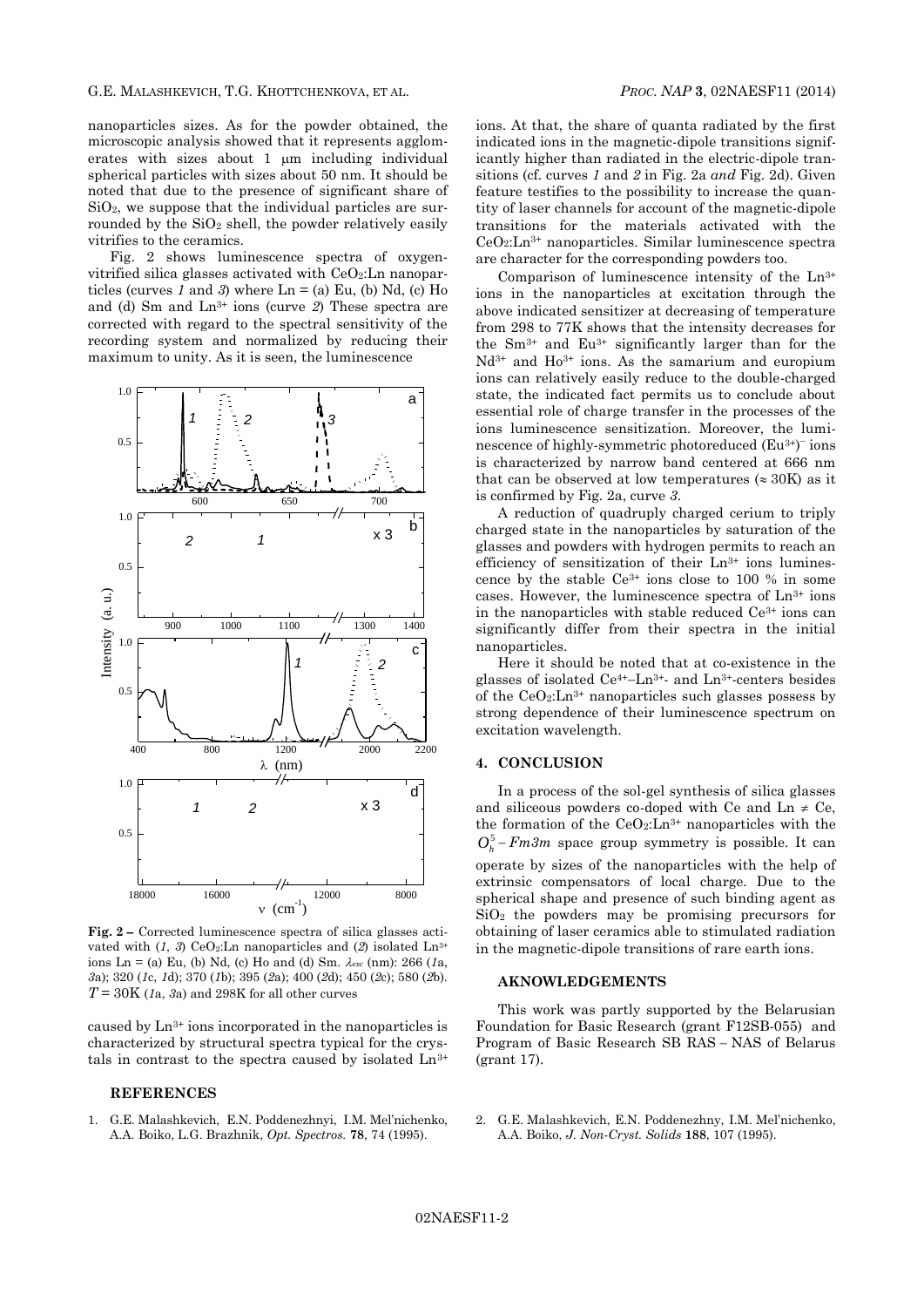nanoparticles sizes. As for the powder obtained, the microscopic analysis showed that it represents agglomerates with sizes about 1 μm including individual spherical particles with sizes about 50 nm. It should be noted that due to the presence of significant share of $SiO_2$, we suppose that the individual particles are surrounded by the $SiO_2$ shell, the powder relatively easily vitrifies to the ceramics.

Fig. 2 shows luminescence spectra of oxygen-vitrified silica glasses activated with $CeO_2$:Ln nanoparticles (curves *1* and *3*) where Ln = (a) Eu, (b) Nd, (c) Ho and (d) Sm and $Ln^{3+}$ ions (curve *2*) These spectra are corrected with regard to the spectral sensitivity of the recording system and normalized by reducing their maximum to unity. As it is seen, the luminescence caused by $Ln^{3+}$ ions incorporated in the nanoparticles is characterized by structural spectra typical for the crystals in contrast to the spectra caused by isolated $Ln^{3+}$ ions. At that, the share of quanta radiated by the first indicated ions in the magnetic-dipole transitions significantly higher than radiated in the electric-dipole transitions (cf. curves *1* and *2* in Fig. 2a *and* Fig. 2d). Given feature testifies to the possibility to increase the quantity of laser channels for account of the magnetic-dipole transitions for the materials activated with the $CeO_2$:$Ln^{3+}$ nanoparticles. Similar luminescence spectra are character for the corresponding powders too.

a
1
2
3
600
650
700
b
2
1
x 3
900
1000
1100
1300
1400
Intensity (a. u.)
c
1
2
400
800
1200
2000
2200
λ (nm)
d
1
2
x 3
18000
16000
12000
8000
ν (cm$^{-1}$)
1.0
0.5

**Fig. 2 –** Corrected luminescence spectra of silica glasses activated with (*1*, *3*) $CeO_2$:Ln nanoparticles and (*2*) isolated $Ln^{3+}$ ions Ln = (a) Eu, (b) Nd, (c) Ho and (d) Sm. $\lambda_{exc}$ (nm): 266 (*1*a, *3*a); 320 (*1*c, *1*d); 370 (*1*b); 395 (*2*a); 400 (*2*d); 450 (*2*c); 580 (*2*b). $T$ = 30K (*1*a, *3*a) and 298K for all other curves

Comparison of luminescence intensity of the $Ln^{3+}$ ions in the nanoparticles at excitation through the above indicated sensitizer at decreasing of temperature from 298 to 77K shows that the intensity decreases for the $Sm^{3+}$ and $Eu^{3+}$ significantly larger than for the $Nd^{3+}$ and $Ho^{3+}$ ions. As the samarium and europium ions can relatively easily reduce to the double-charged state, the indicated fact permits us to conclude about essential role of charge transfer in the processes of the ions luminescence sensitization. Moreover, the luminescence of highly-symmetric photoreduced $(Eu^{3+})^{-}$ ions is characterized by narrow band centered at 666 nm that can be observed at low temperatures (≈ 30K) as it is confirmed by Fig. 2a, curve *3*.

A reduction of quadruply charged cerium to triply charged state in the nanoparticles by saturation of the glasses and powders with hydrogen permits to reach an efficiency of sensitization of their $Ln^{3+}$ ions luminescence by the stable $Ce^{3+}$ ions close to 100 % in some cases. However, the luminescence spectra of $Ln^{3+}$ ions in the nanoparticles with stable reduced $Ce^{3+}$ ions can significantly differ from their spectra in the initial nanoparticles.

Here it should be noted that at co-existence in the glasses of isolated $Ce^{4+}$–$Ln^{3+}$- and $Ln^{3+}$-centers besides of the $CeO_2$:$Ln^{3+}$ nanoparticles such glasses possess by strong dependence of their luminescence spectrum on excitation wavelength.

## 4. CONCLUSION

In a process of the sol-gel synthesis of silica glasses and siliceous powders co-doped with Ce and Ln ≠ Ce, the formation of the $CeO_2$:$Ln^{3+}$ nanoparticles with the $O_h^5 - Fm3m$ space group symmetry is possible. It can operate by sizes of the nanoparticles with the help of extrinsic compensators of local charge. Due to the spherical shape and presence of such binding agent as $SiO_2$ the powders may be promising precursors for obtaining of laser ceramics able to stimulated radiation in the magnetic-dipole transitions of rare earth ions.

## AKNOWLEDGEMENTS

This work was partly supported by the Belarusian Foundation for Basic Research (grant F12SB-055) and Program of Basic Research SB RAS – NAS of Belarus (grant 17).

## REFERENCES

1. G.E. Malashkevich, E.N. Poddenezhnyi, I.M. Mel'nichenko, A.A. Boiko, L.G. Brazhnik, *Opt. Spectros.* **78**, 74 (1995).
2. G.E. Malashkevich, E.N. Poddenezhny, I.M. Mel'nichenko, A.A. Boiko, *J. Non-Cryst. Solids* **188**, 107 (1995).